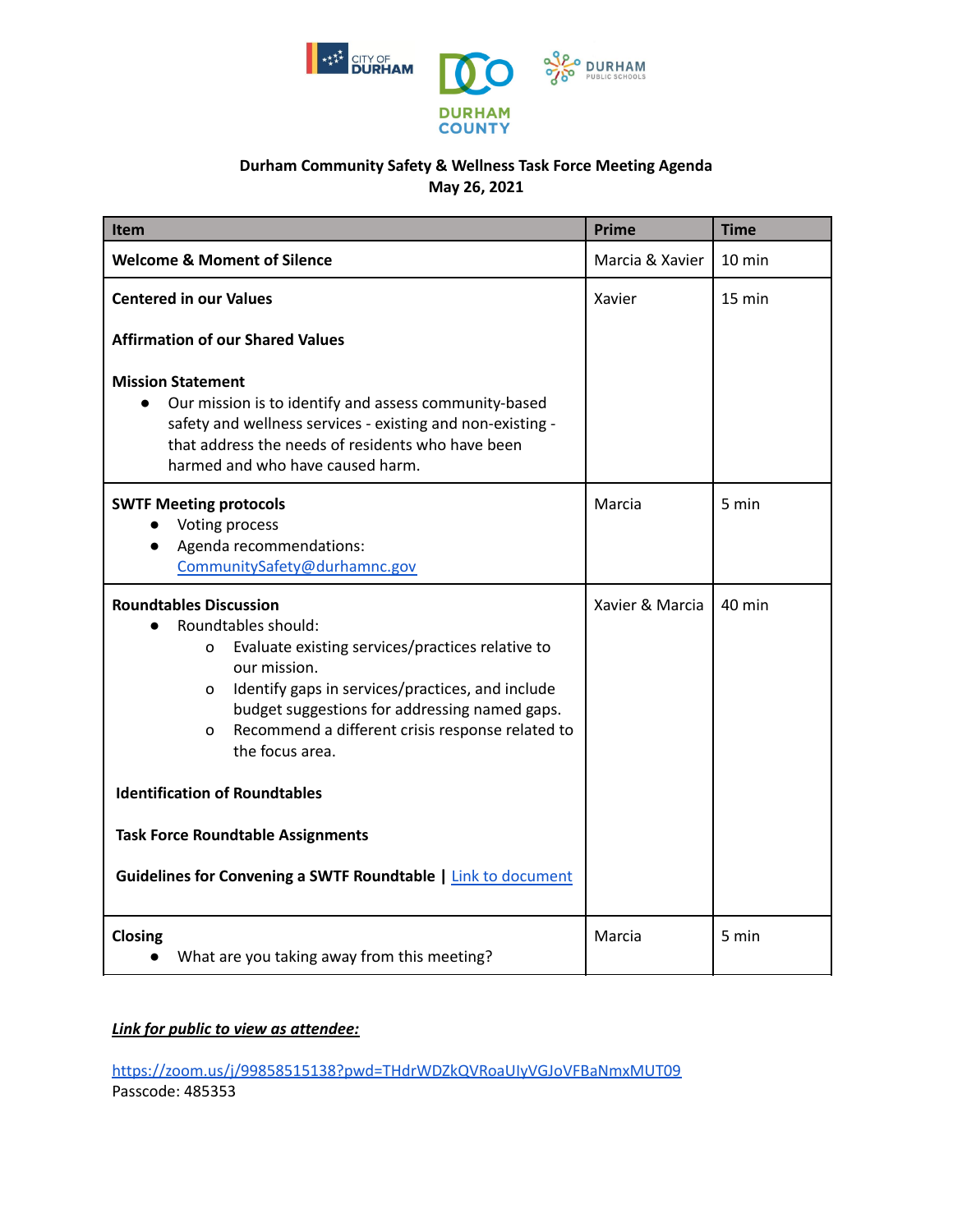# Durham Community Safety & Wellness Task Force Meeting Agenda

**May 26, 2021**

| Item | Prime | Time |
|---|---|---|
| **Welcome & Moment of Silence** | Marcia & Xavier | 10 min |
| **Centered in our Values**<br><br>**Affirmation of our Shared Values**<br><br>**Mission Statement**<br>● Our mission is to identify and assess community-based safety and wellness services - existing and non-existing - that address the needs of residents who have been harmed and who have caused harm. | Xavier | 15 min |
| **SWTF Meeting protocols**<br>● Voting process<br>● Agenda recommendations: CommunitySafety@durhamnc.gov | Marcia | 5 min |
| **Roundtables Discussion**<br>● Roundtables should:<br>o Evaluate existing services/practices relative to our mission.<br>o Identify gaps in services/practices, and include budget suggestions for addressing named gaps.<br>o Recommend a different crisis response related to the focus area.<br><br>**Identification of Roundtables**<br><br>**Task Force Roundtable Assignments**<br><br>**Guidelines for Convening a SWTF Roundtable \|** Link to document | Xavier & Marcia | 40 min |
| **Closing**<br>● What are you taking away from this meeting? | Marcia | 5 min |

***Link for public to view as attendee:***

https://zoom.us/j/99858515138?pwd=THdrWDZkQVRoaUlyVGJoVFBaNmxMUT09
Passcode: 485353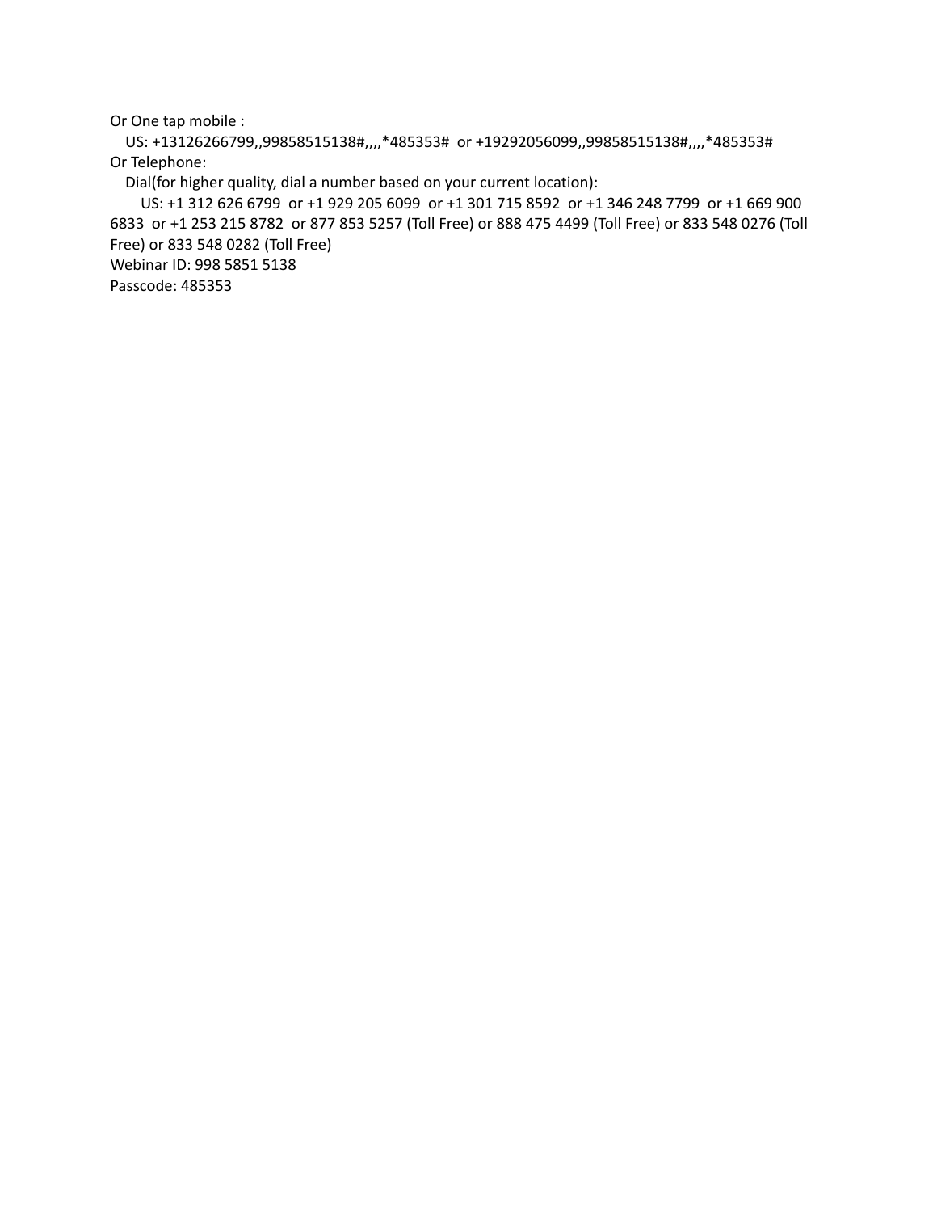Or One tap mobile :

US: +13126266799,,99858515138#,,,,*485353# or +19292056099,,99858515138#,,,,*485353#

Or Telephone:

Dial(for higher quality, dial a number based on your current location):

US: +1 312 626 6799 or +1 929 205 6099 or +1 301 715 8592 or +1 346 248 7799 or +1 669 900 6833 or +1 253 215 8782 or 877 853 5257 (Toll Free) or 888 475 4499 (Toll Free) or 833 548 0276 (Toll Free) or 833 548 0282 (Toll Free)

Webinar ID: 998 5851 5138

Passcode: 485353